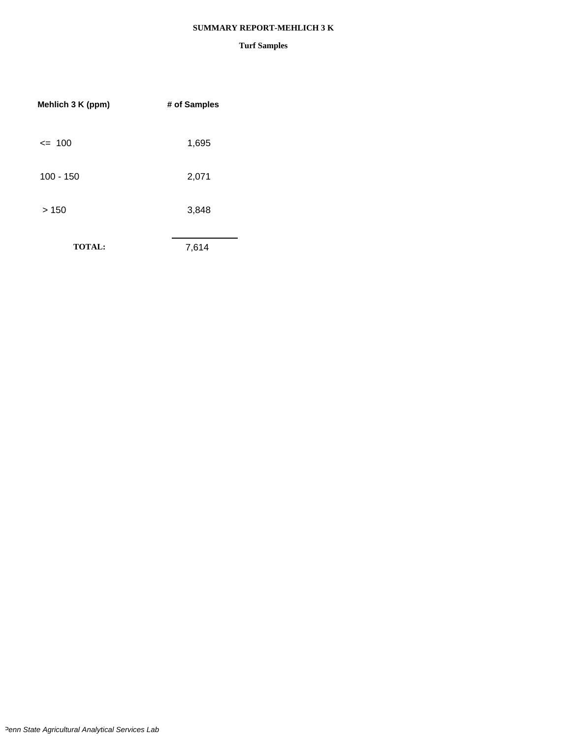# SUMMARY REPORT-MEHLICH 3 K

## Turf Samples

| Mehlich 3 K (ppm) | # of Samples |
|---|---|
| <=  100 | 1,695 |
| 100 - 150 | 2,071 |
| > 150 | 3,848 |
| **TOTAL:** | 7,614 |

*Penn State Agricultural Analytical Services Lab*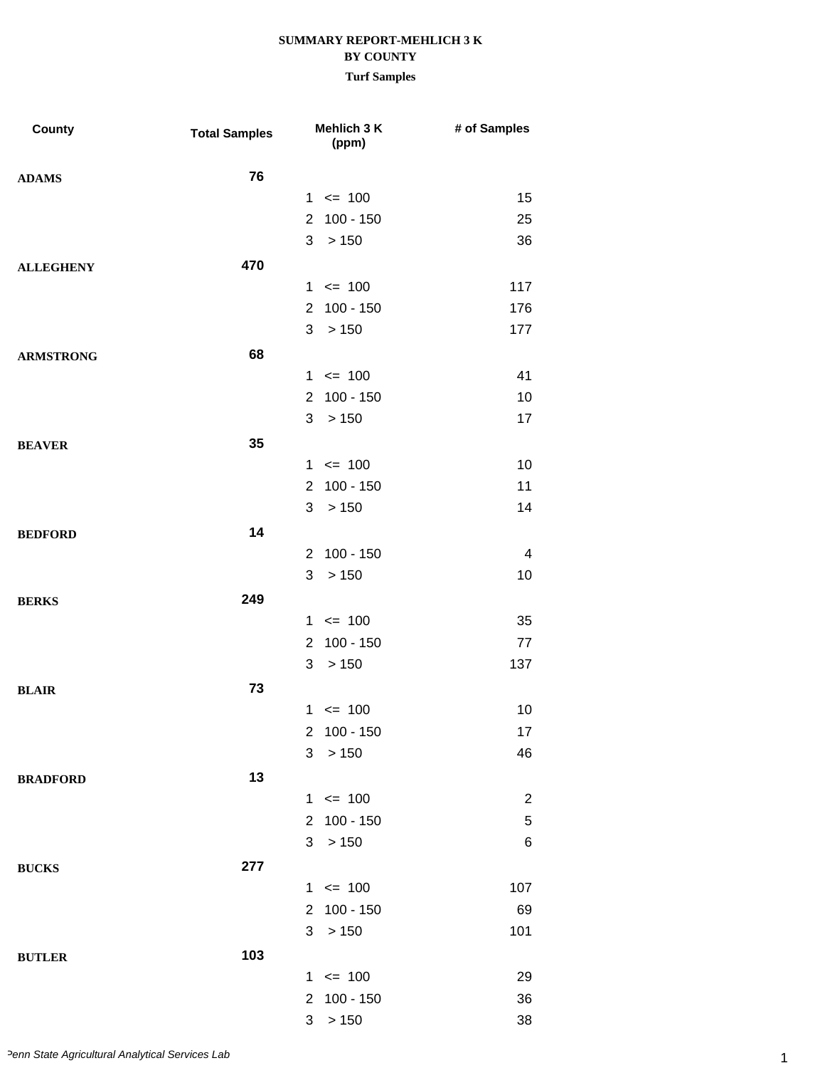**SUMMARY REPORT-MEHLICH 3 K**
**BY COUNTY**
**Turf Samples**

| County | Total Samples | Mehlich 3 K (ppm) | # of Samples |
|---|---|---|---|
| **ADAMS** | **76** | | |
| | | 1 <= 100 | 15 |
| | | 2 100 - 150 | 25 |
| | | 3 > 150 | 36 |
| **ALLEGHENY** | **470** | | |
| | | 1 <= 100 | 117 |
| | | 2 100 - 150 | 176 |
| | | 3 > 150 | 177 |
| **ARMSTRONG** | **68** | | |
| | | 1 <= 100 | 41 |
| | | 2 100 - 150 | 10 |
| | | 3 > 150 | 17 |
| **BEAVER** | **35** | | |
| | | 1 <= 100 | 10 |
| | | 2 100 - 150 | 11 |
| | | 3 > 150 | 14 |
| **BEDFORD** | **14** | | |
| | | 2 100 - 150 | 4 |
| | | 3 > 150 | 10 |
| **BERKS** | **249** | | |
| | | 1 <= 100 | 35 |
| | | 2 100 - 150 | 77 |
| | | 3 > 150 | 137 |
| **BLAIR** | **73** | | |
| | | 1 <= 100 | 10 |
| | | 2 100 - 150 | 17 |
| | | 3 > 150 | 46 |
| **BRADFORD** | **13** | | |
| | | 1 <= 100 | 2 |
| | | 2 100 - 150 | 5 |
| | | 3 > 150 | 6 |
| **BUCKS** | **277** | | |
| | | 1 <= 100 | 107 |
| | | 2 100 - 150 | 69 |
| | | 3 > 150 | 101 |
| **BUTLER** | **103** | | |
| | | 1 <= 100 | 29 |
| | | 2 100 - 150 | 36 |
| | | 3 > 150 | 38 |

*Penn State Agricultural Analytical Services Lab*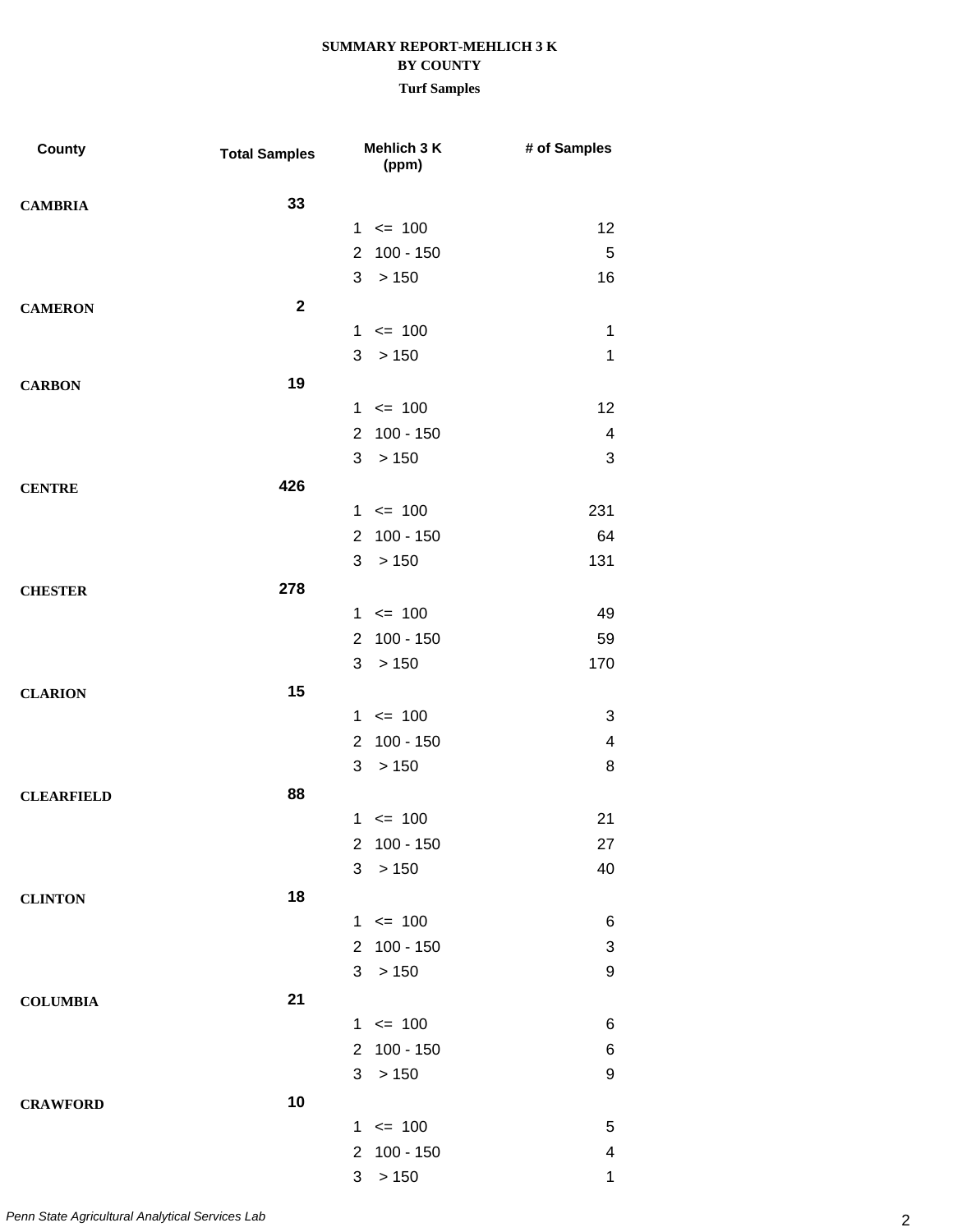# SUMMARY REPORT-MEHLICH 3 K
## BY COUNTY
### Turf Samples

| County | Total Samples | Mehlich 3 K (ppm) | # of Samples |
|---|---|---|---|
| CAMBRIA | 33 | | |
| | | 1 <= 100 | 12 |
| | | 2 100 - 150 | 5 |
| | | 3 > 150 | 16 |
| CAMERON | 2 | | |
| | | 1 <= 100 | 1 |
| | | 3 > 150 | 1 |
| CARBON | 19 | | |
| | | 1 <= 100 | 12 |
| | | 2 100 - 150 | 4 |
| | | 3 > 150 | 3 |
| CENTRE | 426 | | |
| | | 1 <= 100 | 231 |
| | | 2 100 - 150 | 64 |
| | | 3 > 150 | 131 |
| CHESTER | 278 | | |
| | | 1 <= 100 | 49 |
| | | 2 100 - 150 | 59 |
| | | 3 > 150 | 170 |
| CLARION | 15 | | |
| | | 1 <= 100 | 3 |
| | | 2 100 - 150 | 4 |
| | | 3 > 150 | 8 |
| CLEARFIELD | 88 | | |
| | | 1 <= 100 | 21 |
| | | 2 100 - 150 | 27 |
| | | 3 > 150 | 40 |
| CLINTON | 18 | | |
| | | 1 <= 100 | 6 |
| | | 2 100 - 150 | 3 |
| | | 3 > 150 | 9 |
| COLUMBIA | 21 | | |
| | | 1 <= 100 | 6 |
| | | 2 100 - 150 | 6 |
| | | 3 > 150 | 9 |
| CRAWFORD | 10 | | |
| | | 1 <= 100 | 5 |
| | | 2 100 - 150 | 4 |
| | | 3 > 150 | 1 |

*Penn State Agricultural Analytical Services Lab*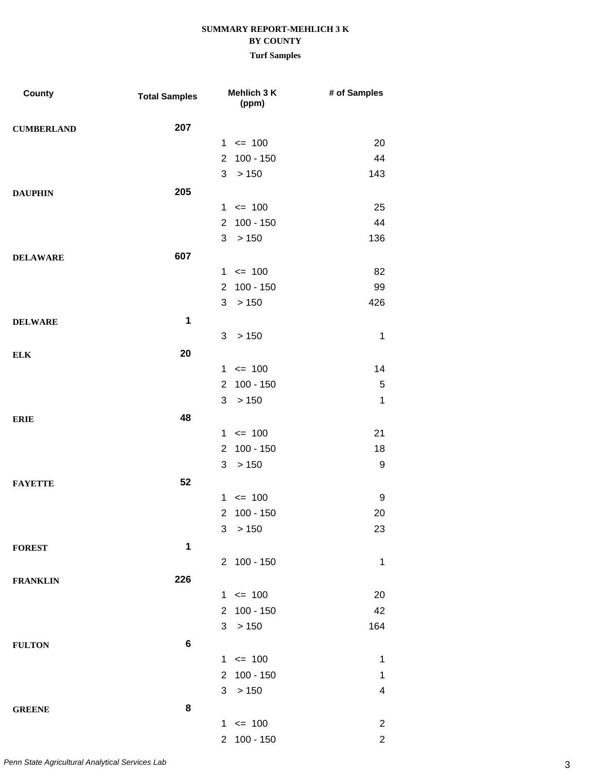**SUMMARY REPORT-MEHLICH 3 K**
**BY COUNTY**
**Turf Samples**

| County | Total Samples | Mehlich 3 K (ppm) | # of Samples |
|---|---|---|---|
| **CUMBERLAND** | **207** | | |
| | | 1 <= 100 | 20 |
| | | 2 100 - 150 | 44 |
| | | 3 > 150 | 143 |
| **DAUPHIN** | **205** | | |
| | | 1 <= 100 | 25 |
| | | 2 100 - 150 | 44 |
| | | 3 > 150 | 136 |
| **DELAWARE** | **607** | | |
| | | 1 <= 100 | 82 |
| | | 2 100 - 150 | 99 |
| | | 3 > 150 | 426 |
| **DELWARE** | **1** | | |
| | | 3 > 150 | 1 |
| **ELK** | **20** | | |
| | | 1 <= 100 | 14 |
| | | 2 100 - 150 | 5 |
| | | 3 > 150 | 1 |
| **ERIE** | **48** | | |
| | | 1 <= 100 | 21 |
| | | 2 100 - 150 | 18 |
| | | 3 > 150 | 9 |
| **FAYETTE** | **52** | | |
| | | 1 <= 100 | 9 |
| | | 2 100 - 150 | 20 |
| | | 3 > 150 | 23 |
| **FOREST** | **1** | | |
| | | 2 100 - 150 | 1 |
| **FRANKLIN** | **226** | | |
| | | 1 <= 100 | 20 |
| | | 2 100 - 150 | 42 |
| | | 3 > 150 | 164 |
| **FULTON** | **6** | | |
| | | 1 <= 100 | 1 |
| | | 2 100 - 150 | 1 |
| | | 3 > 150 | 4 |
| **GREENE** | **8** | | |
| | | 1 <= 100 | 2 |
| | | 2 100 - 150 | 2 |

*Penn State Agricultural Analytical Services Lab*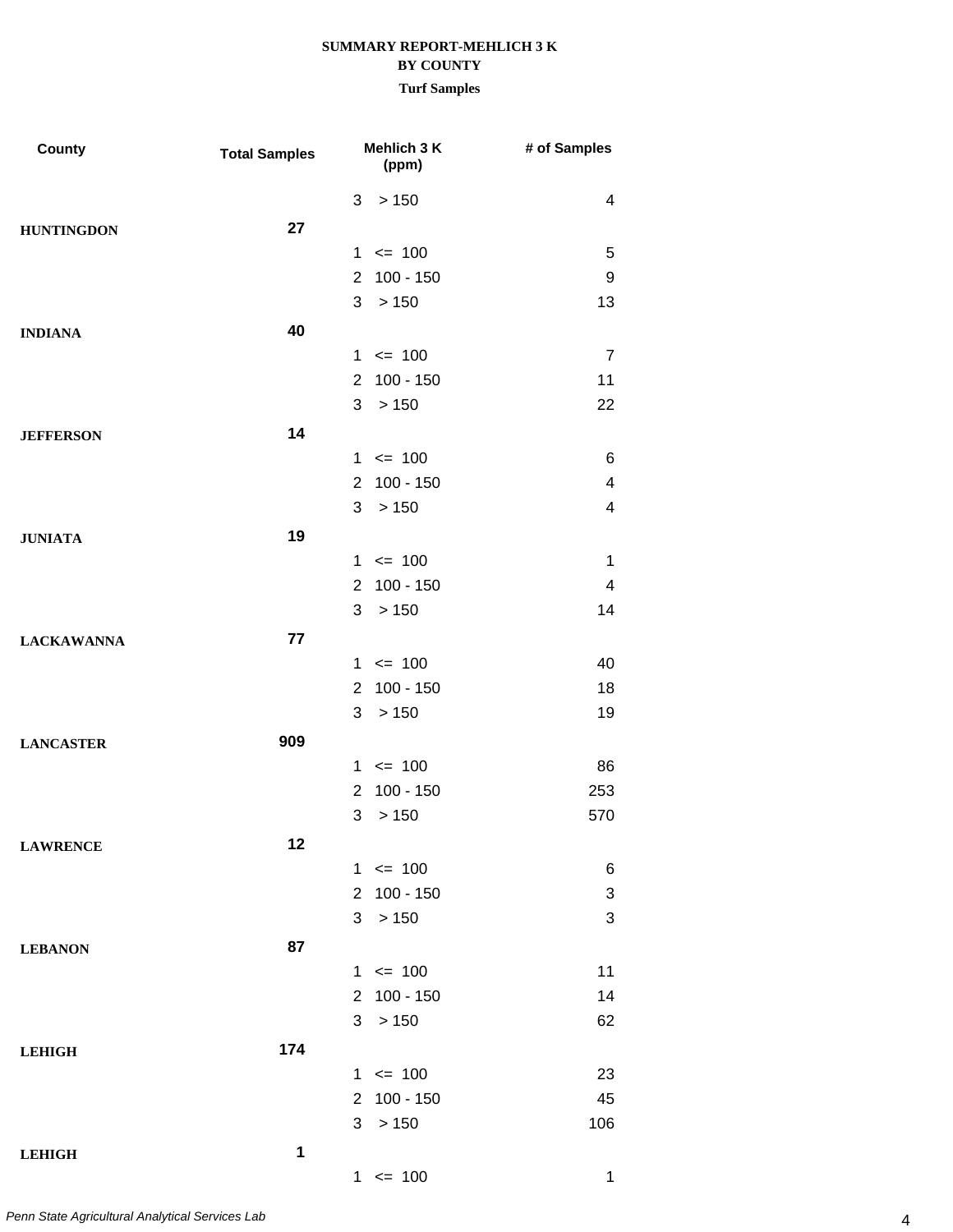**SUMMARY REPORT-MEHLICH 3 K**
**BY COUNTY**
**Turf Samples**

| County | Total Samples | Mehlich 3 K (ppm) | # of Samples |
|---|---|---|---|
| | | 3 > 150 | 4 |
| **HUNTINGDON** | **27** | | |
| | | 1 <= 100 | 5 |
| | | 2 100 - 150 | 9 |
| | | 3 > 150 | 13 |
| **INDIANA** | **40** | | |
| | | 1 <= 100 | 7 |
| | | 2 100 - 150 | 11 |
| | | 3 > 150 | 22 |
| **JEFFERSON** | **14** | | |
| | | 1 <= 100 | 6 |
| | | 2 100 - 150 | 4 |
| | | 3 > 150 | 4 |
| **JUNIATA** | **19** | | |
| | | 1 <= 100 | 1 |
| | | 2 100 - 150 | 4 |
| | | 3 > 150 | 14 |
| **LACKAWANNA** | **77** | | |
| | | 1 <= 100 | 40 |
| | | 2 100 - 150 | 18 |
| | | 3 > 150 | 19 |
| **LANCASTER** | **909** | | |
| | | 1 <= 100 | 86 |
| | | 2 100 - 150 | 253 |
| | | 3 > 150 | 570 |
| **LAWRENCE** | **12** | | |
| | | 1 <= 100 | 6 |
| | | 2 100 - 150 | 3 |
| | | 3 > 150 | 3 |
| **LEBANON** | **87** | | |
| | | 1 <= 100 | 11 |
| | | 2 100 - 150 | 14 |
| | | 3 > 150 | 62 |
| **LEHIGH** | **174** | | |
| | | 1 <= 100 | 23 |
| | | 2 100 - 150 | 45 |
| | | 3 > 150 | 106 |
| **LEHIGH** | **1** | | |
| | | 1 <= 100 | 1 |

*Penn State Agricultural Analytical Services Lab*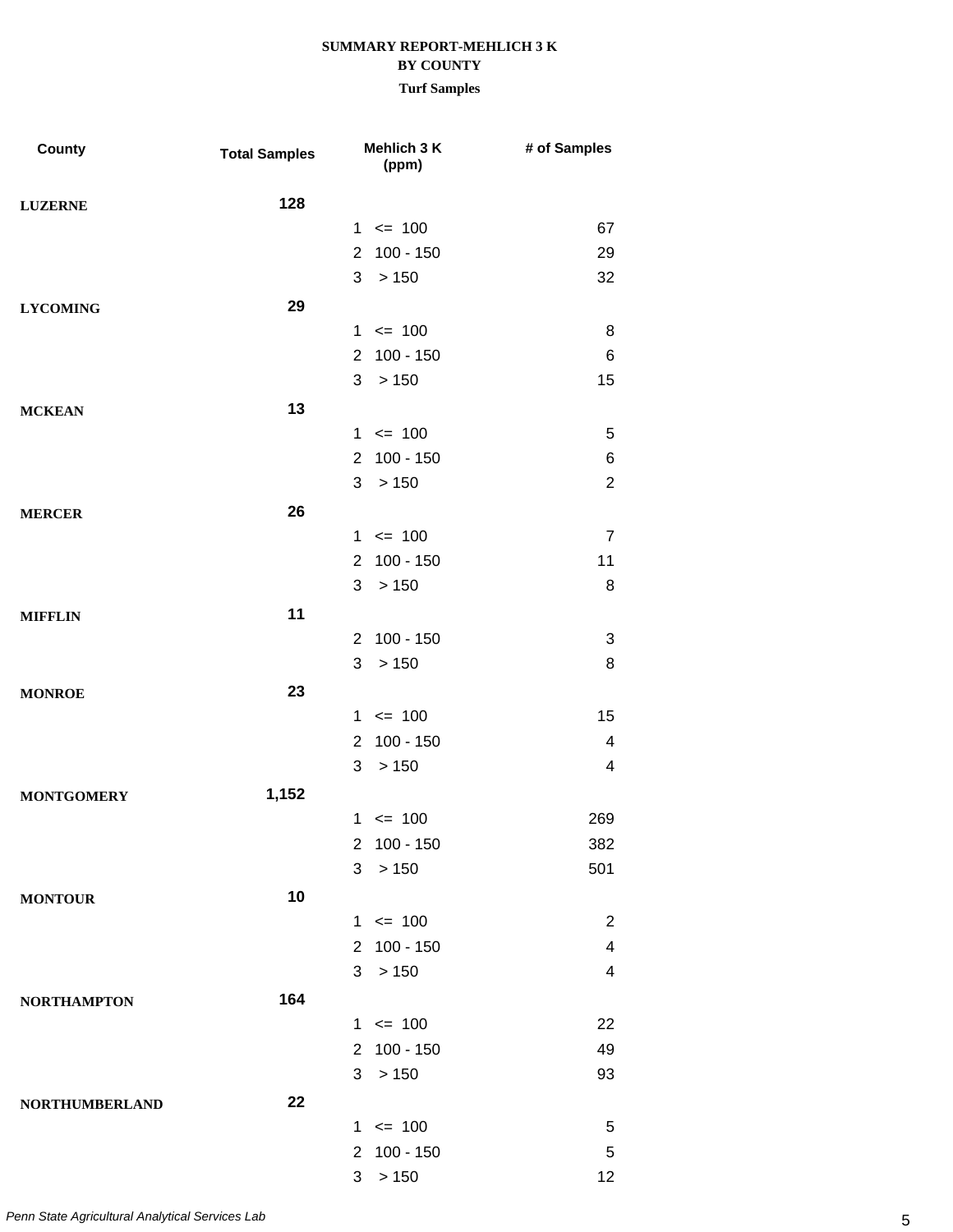**SUMMARY REPORT-MEHLICH 3 K**
**BY COUNTY**
**Turf Samples**

| County | Total Samples | Mehlich 3 K (ppm) | # of Samples |
|---|---|---|---|
| **LUZERNE** | **128** | | |
| | | 1 <= 100 | 67 |
| | | 2 100 - 150 | 29 |
| | | 3 > 150 | 32 |
| **LYCOMING** | **29** | | |
| | | 1 <= 100 | 8 |
| | | 2 100 - 150 | 6 |
| | | 3 > 150 | 15 |
| **MCKEAN** | **13** | | |
| | | 1 <= 100 | 5 |
| | | 2 100 - 150 | 6 |
| | | 3 > 150 | 2 |
| **MERCER** | **26** | | |
| | | 1 <= 100 | 7 |
| | | 2 100 - 150 | 11 |
| | | 3 > 150 | 8 |
| **MIFFLIN** | **11** | | |
| | | 2 100 - 150 | 3 |
| | | 3 > 150 | 8 |
| **MONROE** | **23** | | |
| | | 1 <= 100 | 15 |
| | | 2 100 - 150 | 4 |
| | | 3 > 150 | 4 |
| **MONTGOMERY** | **1,152** | | |
| | | 1 <= 100 | 269 |
| | | 2 100 - 150 | 382 |
| | | 3 > 150 | 501 |
| **MONTOUR** | **10** | | |
| | | 1 <= 100 | 2 |
| | | 2 100 - 150 | 4 |
| | | 3 > 150 | 4 |
| **NORTHAMPTON** | **164** | | |
| | | 1 <= 100 | 22 |
| | | 2 100 - 150 | 49 |
| | | 3 > 150 | 93 |
| **NORTHUMBERLAND** | **22** | | |
| | | 1 <= 100 | 5 |
| | | 2 100 - 150 | 5 |
| | | 3 > 150 | 12 |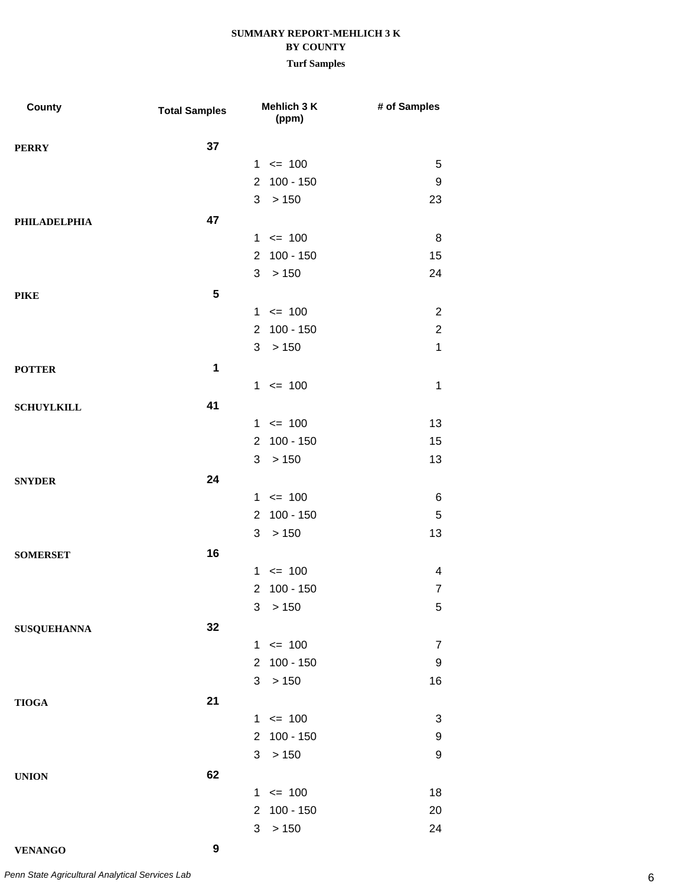**SUMMARY REPORT-MEHLICH 3 K**
**BY COUNTY**
**Turf Samples**

| County | Total Samples | Mehlich 3 K (ppm) | | # of Samples |
|---|---|---|---|---|
| **PERRY** | **37** | | | |
| | | 1 | <= 100 | 5 |
| | | 2 | 100 - 150 | 9 |
| | | 3 | > 150 | 23 |
| **PHILADELPHIA** | **47** | | | |
| | | 1 | <= 100 | 8 |
| | | 2 | 100 - 150 | 15 |
| | | 3 | > 150 | 24 |
| **PIKE** | **5** | | | |
| | | 1 | <= 100 | 2 |
| | | 2 | 100 - 150 | 2 |
| | | 3 | > 150 | 1 |
| **POTTER** | **1** | | | |
| | | 1 | <= 100 | 1 |
| **SCHUYLKILL** | **41** | | | |
| | | 1 | <= 100 | 13 |
| | | 2 | 100 - 150 | 15 |
| | | 3 | > 150 | 13 |
| **SNYDER** | **24** | | | |
| | | 1 | <= 100 | 6 |
| | | 2 | 100 - 150 | 5 |
| | | 3 | > 150 | 13 |
| **SOMERSET** | **16** | | | |
| | | 1 | <= 100 | 4 |
| | | 2 | 100 - 150 | 7 |
| | | 3 | > 150 | 5 |
| **SUSQUEHANNA** | **32** | | | |
| | | 1 | <= 100 | 7 |
| | | 2 | 100 - 150 | 9 |
| | | 3 | > 150 | 16 |
| **TIOGA** | **21** | | | |
| | | 1 | <= 100 | 3 |
| | | 2 | 100 - 150 | 9 |
| | | 3 | > 150 | 9 |
| **UNION** | **62** | | | |
| | | 1 | <= 100 | 18 |
| | | 2 | 100 - 150 | 20 |
| | | 3 | > 150 | 24 |
| **VENANGO** | **9** | | | |

*Penn State Agricultural Analytical Services Lab*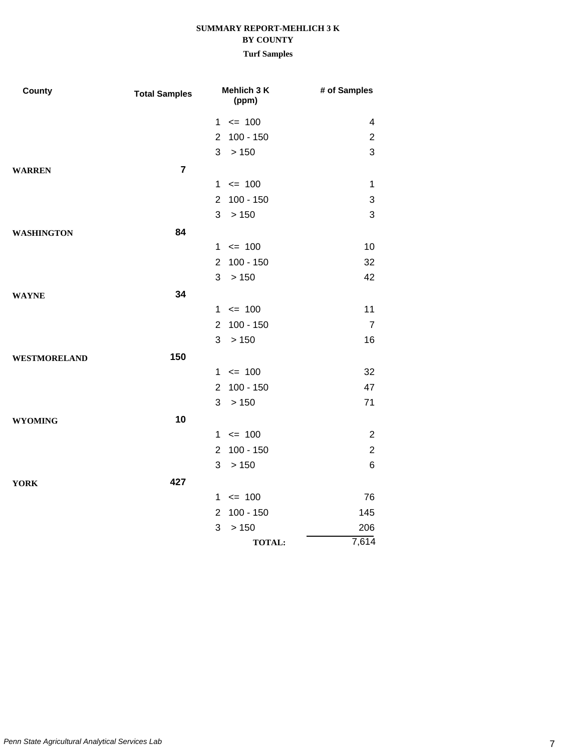**SUMMARY REPORT-MEHLICH 3 K**
**BY COUNTY**
**Turf Samples**

| County | Total Samples | Mehlich 3 K (ppm) | | # of Samples |
|---|---|---|---|---|
| | | 1 | <= 100 | 4 |
| | | 2 | 100 - 150 | 2 |
| | | 3 | > 150 | 3 |
| **WARREN** | **7** | | | |
| | | 1 | <= 100 | 1 |
| | | 2 | 100 - 150 | 3 |
| | | 3 | > 150 | 3 |
| **WASHINGTON** | **84** | | | |
| | | 1 | <= 100 | 10 |
| | | 2 | 100 - 150 | 32 |
| | | 3 | > 150 | 42 |
| **WAYNE** | **34** | | | |
| | | 1 | <= 100 | 11 |
| | | 2 | 100 - 150 | 7 |
| | | 3 | > 150 | 16 |
| **WESTMORELAND** | **150** | | | |
| | | 1 | <= 100 | 32 |
| | | 2 | 100 - 150 | 47 |
| | | 3 | > 150 | 71 |
| **WYOMING** | **10** | | | |
| | | 1 | <= 100 | 2 |
| | | 2 | 100 - 150 | 2 |
| | | 3 | > 150 | 6 |
| **YORK** | **427** | | | |
| | | 1 | <= 100 | 76 |
| | | 2 | 100 - 150 | 145 |
| | | 3 | > 150 | 206 |
| | | | **TOTAL:** | 7,614 |

*Penn State Agricultural Analytical Services Lab*